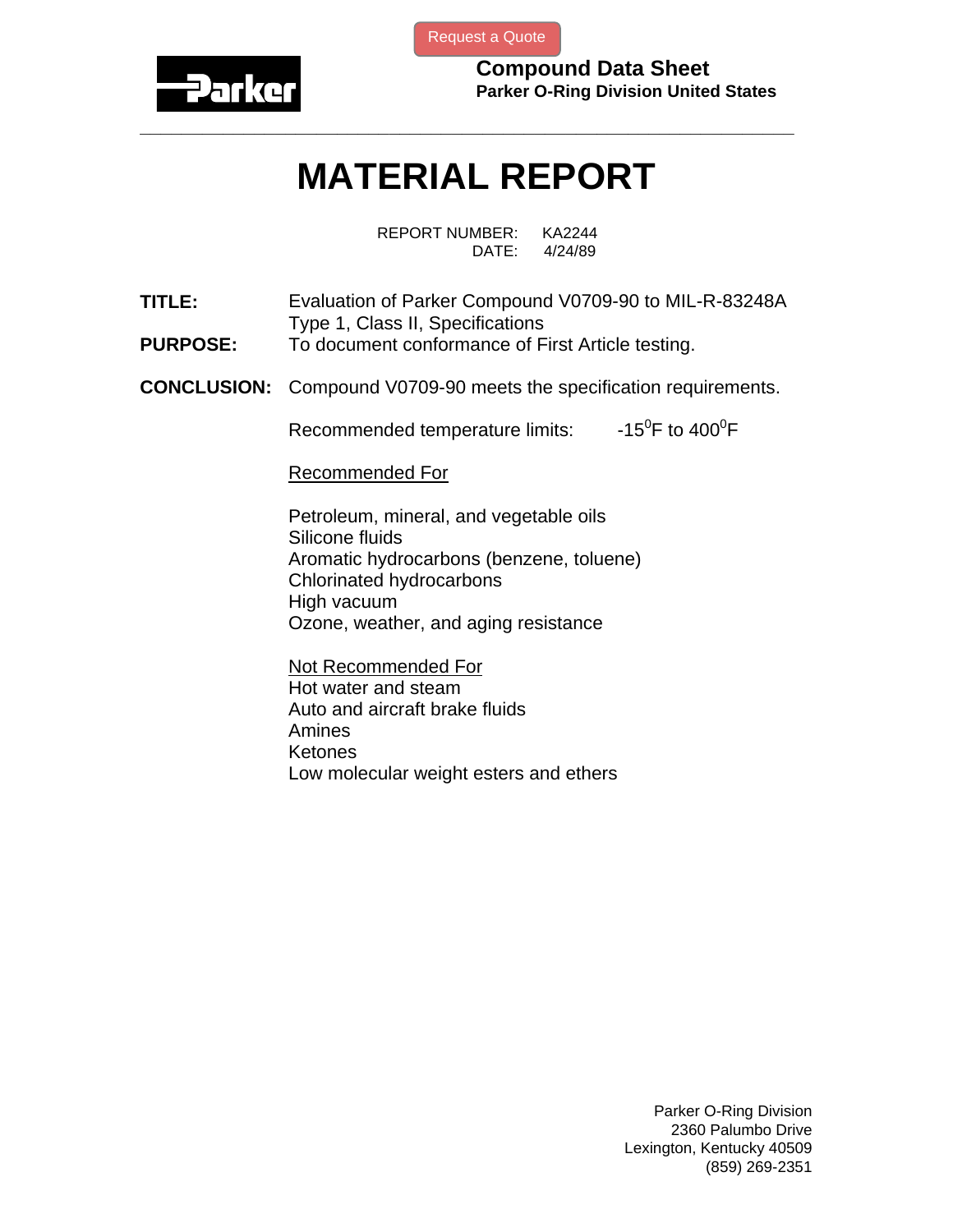Request a Quote

**Compound Data Sheet**
**Parker O-Ring Division United States**

---

# MATERIAL REPORT

REPORT NUMBER: KA2244
DATE: 4/24/89

**TITLE:** Evaluation of Parker Compound V0709-90 to MIL-R-83248A Type 1, Class II, Specifications

**PURPOSE:** To document conformance of First Article testing.

**CONCLUSION:** Compound V0709-90 meets the specification requirements.

Recommended temperature limits: $-15^0$F to $400^0$F

<u>Recommended For</u>

- Petroleum, mineral, and vegetable oils
- Silicone fluids
- Aromatic hydrocarbons (benzene, toluene)
- Chlorinated hydrocarbons
- High vacuum
- Ozone, weather, and aging resistance

<u>Not Recommended For</u>

- Hot water and steam
- Auto and aircraft brake fluids
- Amines
- Ketones
- Low molecular weight esters and ethers

Parker O-Ring Division
2360 Palumbo Drive
Lexington, Kentucky 40509
(859) 269-2351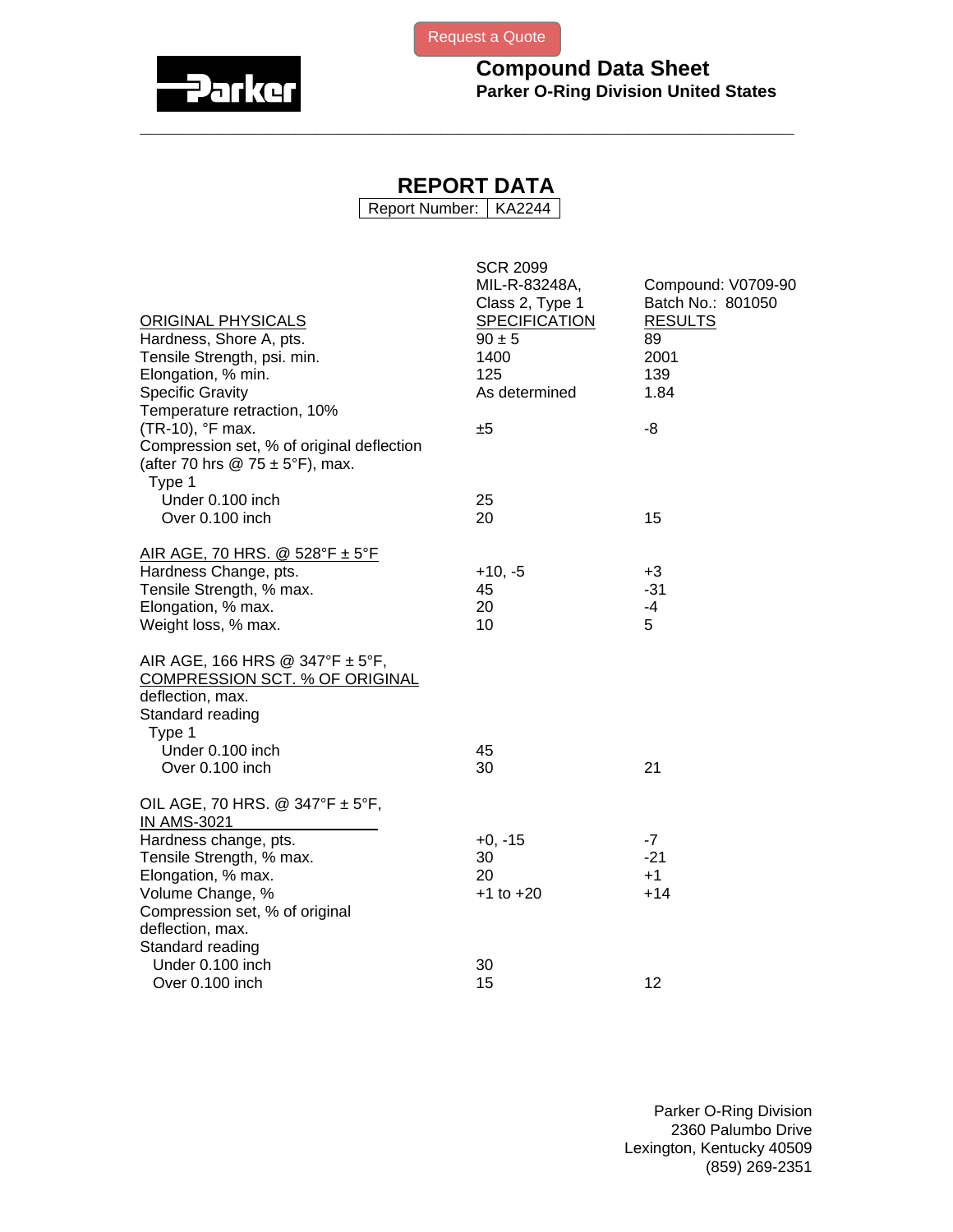Request a Quote

# Compound Data Sheet

**Parker O-Ring Division United States**

## REPORT DATA

| Report Number: | KA2244 |
|---|---|

| ORIGINAL PHYSICALS | SCR 2099 MIL-R-83248A, Class 2, Type 1 SPECIFICATION | Compound: V0709-90 Batch No.: 801050 RESULTS |
|---|---|---|
| Hardness, Shore A, pts. | 90 ± 5 | 89 |
| Tensile Strength, psi. min. | 1400 | 2001 |
| Elongation, % min. | 125 | 139 |
| Specific Gravity | As determined | 1.84 |
| Temperature retraction, 10% (TR-10), °F max. | ±5 | -8 |
| Compression set, % of original deflection (after 70 hrs @ 75 ± 5°F), max. | | |
| Type 1 | | |
| Under 0.100 inch | 25 | |
| Over 0.100 inch | 20 | 15 |
| **AIR AGE, 70 HRS. @ 528°F ± 5°F** | | |
| Hardness Change, pts. | +10, -5 | +3 |
| Tensile Strength, % max. | 45 | -31 |
| Elongation, % max. | 20 | -4 |
| Weight loss, % max. | 10 | 5 |
| **AIR AGE, 166 HRS @ 347°F ± 5°F, COMPRESSION SCT. % OF ORIGINAL deflection, max.** | | |
| Standard reading | | |
| Type 1 | | |
| Under 0.100 inch | 45 | |
| Over 0.100 inch | 30 | 21 |
| **OIL AGE, 70 HRS. @ 347°F ± 5°F, IN AMS-3021** | | |
| Hardness change, pts. | +0, -15 | -7 |
| Tensile Strength, % max. | 30 | -21 |
| Elongation, % max. | 20 | +1 |
| Volume Change, % | +1 to +20 | +14 |
| Compression set, % of original deflection, max. | | |
| Standard reading | | |
| Under 0.100 inch | 30 | |
| Over 0.100 inch | 15 | 12 |

Parker O-Ring Division
2360 Palumbo Drive
Lexington, Kentucky 40509
(859) 269-2351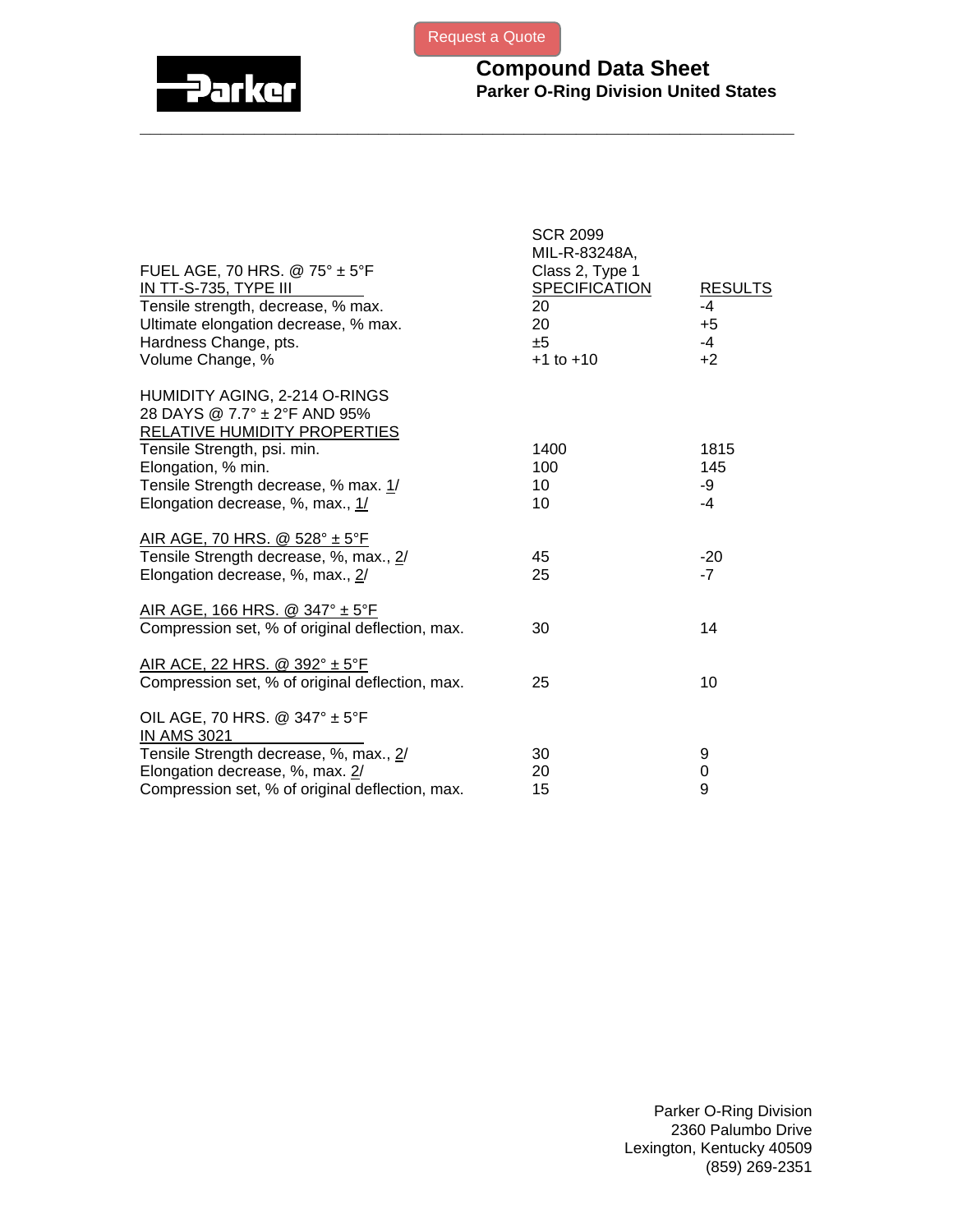# Compound Data Sheet

**Parker O-Ring Division United States**

| | SCR 2099 MIL-R-83248A, Class 2, Type 1 SPECIFICATION | RESULTS |
|---|---|---|
| FUEL AGE, 70 HRS. @ 75° ± 5°F IN TT-S-735, TYPE III | | |
| Tensile strength, decrease, % max. | 20 | -4 |
| Ultimate elongation decrease, % max. | 20 | +5 |
| Hardness Change, pts. | ±5 | -4 |
| Volume Change, % | +1 to +10 | +2 |
| HUMIDITY AGING, 2-214 O-RINGS 28 DAYS @ 7.7° ± 2°F AND 95% RELATIVE HUMIDITY PROPERTIES | | |
| Tensile Strength, psi. min. | 1400 | 1815 |
| Elongation, % min. | 100 | 145 |
| Tensile Strength decrease, % max. 1/ | 10 | -9 |
| Elongation decrease, %, max., 1/ | 10 | -4 |
| AIR AGE, 70 HRS. @ 528° ± 5°F | | |
| Tensile Strength decrease, %, max., 2/ | 45 | -20 |
| Elongation decrease, %, max., 2/ | 25 | -7 |
| AIR AGE, 166 HRS. @ 347° ± 5°F | | |
| Compression set, % of original deflection, max. | 30 | 14 |
| AIR ACE, 22 HRS. @ 392° ± 5°F | | |
| Compression set, % of original deflection, max. | 25 | 10 |
| OIL AGE, 70 HRS. @ 347° ± 5°F IN AMS 3021 | | |
| Tensile Strength decrease, %, max., 2/ | 30 | 9 |
| Elongation decrease, %, max. 2/ | 20 | 0 |
| Compression set, % of original deflection, max. | 15 | 9 |

Parker O-Ring Division
2360 Palumbo Drive
Lexington, Kentucky 40509
(859) 269-2351